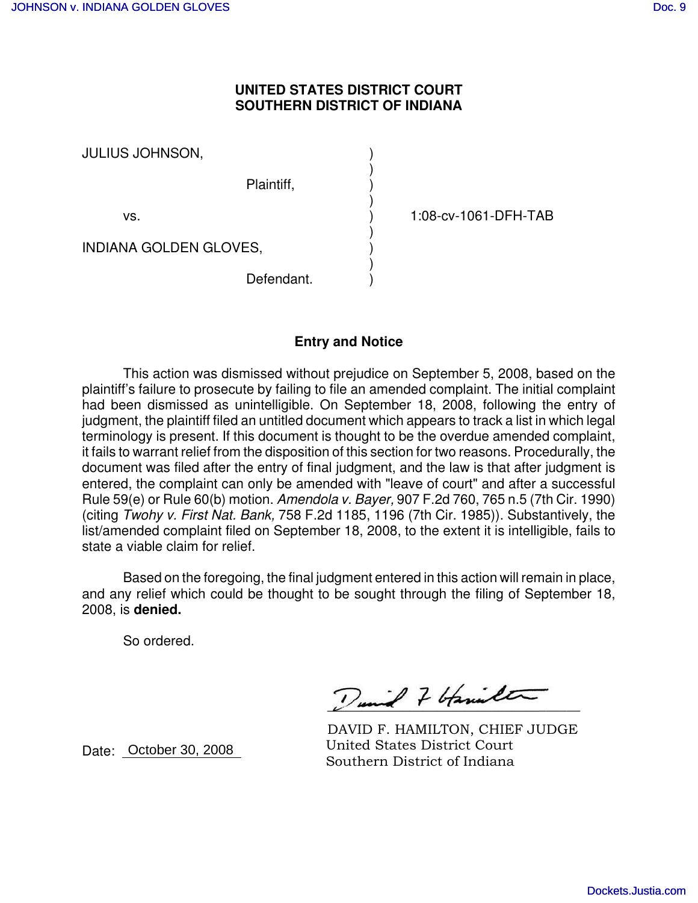**UNITED STATES DISTRICT COURT**
**SOUTHERN DISTRICT OF INDIANA**

| | | |
|---|---|---|
| JULIUS JOHNSON, | ) | |
| Plaintiff, | ) | |
| vs. | ) | 1:08-cv-1061-DFH-TAB |
| INDIANA GOLDEN GLOVES, | ) | |
| Defendant. | ) | |

**Entry and Notice**

This action was dismissed without prejudice on September 5, 2008, based on the plaintiff's failure to prosecute by failing to file an amended complaint. The initial complaint had been dismissed as unintelligible. On September 18, 2008, following the entry of judgment, the plaintiff filed an untitled document which appears to track a list in which legal terminology is present. If this document is thought to be the overdue amended complaint, it fails to warrant relief from the disposition of this section for two reasons. Procedurally, the document was filed after the entry of final judgment, and the law is that after judgment is entered, the complaint can only be amended with "leave of court" and after a successful Rule 59(e) or Rule 60(b) motion. *Amendola v. Bayer,* 907 F.2d 760, 765 n.5 (7th Cir. 1990) (citing *Twohy v. First Nat. Bank,* 758 F.2d 1185, 1196 (7th Cir. 1985)). Substantively, the list/amended complaint filed on September 18, 2008, to the extent it is intelligible, fails to state a viable claim for relief.

Based on the foregoing, the final judgment entered in this action will remain in place, and any relief which could be thought to be sought through the filing of September 18, 2008, is **denied.**

So ordered.

Date: October 30, 2008

DAVID F. HAMILTON, CHIEF JUDGE
United States District Court
Southern District of Indiana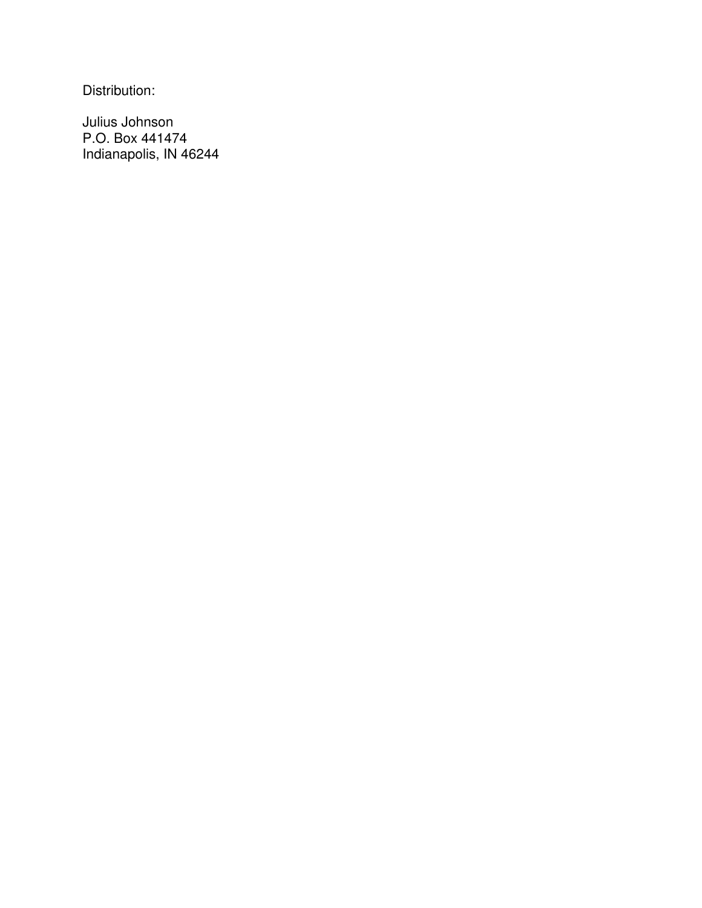Distribution:

Julius Johnson
P.O. Box 441474
Indianapolis, IN 46244